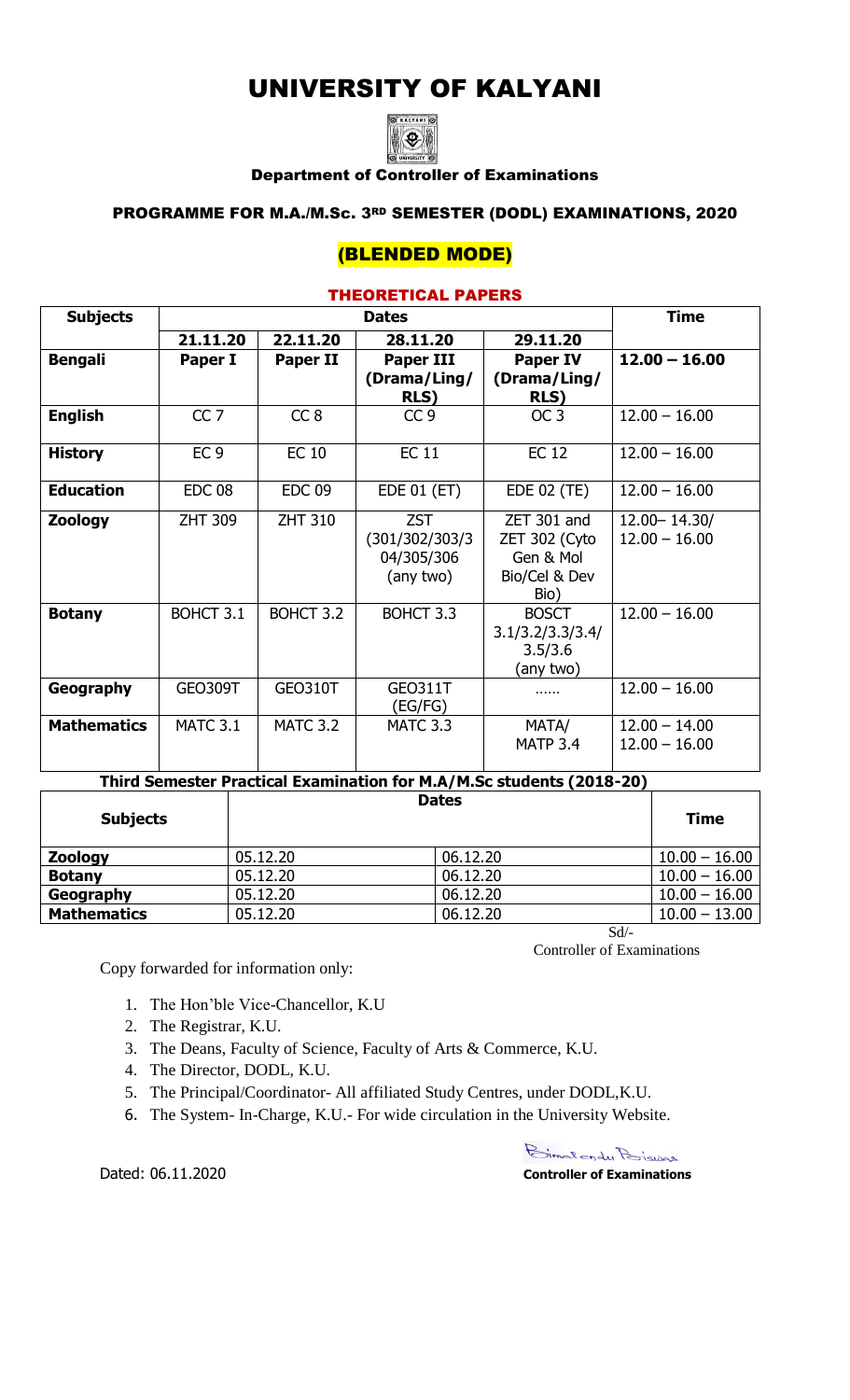# UNIVERSITY OF KALYANI

### Department of Controller of Examinations

### PROGRAMME FOR M.A./M.Sc. 3RD SEMESTER (DODL) EXAMINATIONS, 2020

## (BLENDED MODE)

### THEORETICAL PAPERS

| Subjects | Dates | | | | Time |
|---|---|---|---|---|---|
| | **21.11.20** | **22.11.20** | **28.11.20** | **29.11.20** | |
| **Bengali** | **Paper I** | **Paper II** | **Paper III (Drama/Ling/ RLS)** | **Paper IV (Drama/Ling/ RLS)** | **12.00 – 16.00** |
| **English** | CC 7 | CC 8 | CC 9 | OC 3 | 12.00 – 16.00 |
| **History** | EC 9 | EC 10 | EC 11 | EC 12 | 12.00 – 16.00 |
| **Education** | EDC 08 | EDC 09 | EDE 01 (ET) | EDE 02 (TE) | 12.00 – 16.00 |
| **Zoology** | ZHT 309 | ZHT 310 | ZST (301/302/303/3 04/305/306 (any two) | ZET 301 and ZET 302 (Cyto Gen & Mol Bio/Cel & Dev Bio) | 12.00– 14.30/ 12.00 – 16.00 |
| **Botany** | BOHCT 3.1 | BOHCT 3.2 | BOHCT 3.3 | BOSCT 3.1/3.2/3.3/3.4/ 3.5/3.6 (any two) | 12.00 – 16.00 |
| **Geography** | GEO309T | GEO310T | GEO311T (EG/FG) | …… | 12.00 – 16.00 |
| **Mathematics** | MATC 3.1 | MATC 3.2 | MATC 3.3 | MATA/ MATP 3.4 | 12.00 – 14.00 12.00 – 16.00 |

**Third Semester Practical Examination for M.A/M.Sc students (2018-20)**

| Subjects | Dates | | Time |
|---|---|---|---|
| **Zoology** | 05.12.20 | 06.12.20 | 10.00 – 16.00 |
| **Botany** | 05.12.20 | 06.12.20 | 10.00 – 16.00 |
| **Geography** | 05.12.20 | 06.12.20 | 10.00 – 16.00 |
| **Mathematics** | 05.12.20 | 06.12.20 | 10.00 – 13.00 |

Sd/-

Controller of Examinations

Copy forwarded for information only:

1. The Hon'ble Vice-Chancellor, K.U
2. The Registrar, K.U.
3. The Deans, Faculty of Science, Faculty of Arts & Commerce, K.U.
4. The Director, DODL, K.U.
5. The Principal/Coordinator- All affiliated Study Centres, under DODL,K.U.
6. The System- In-Charge, K.U.- For wide circulation in the University Website.

Dated: 06.11.2020

**Controller of Examinations**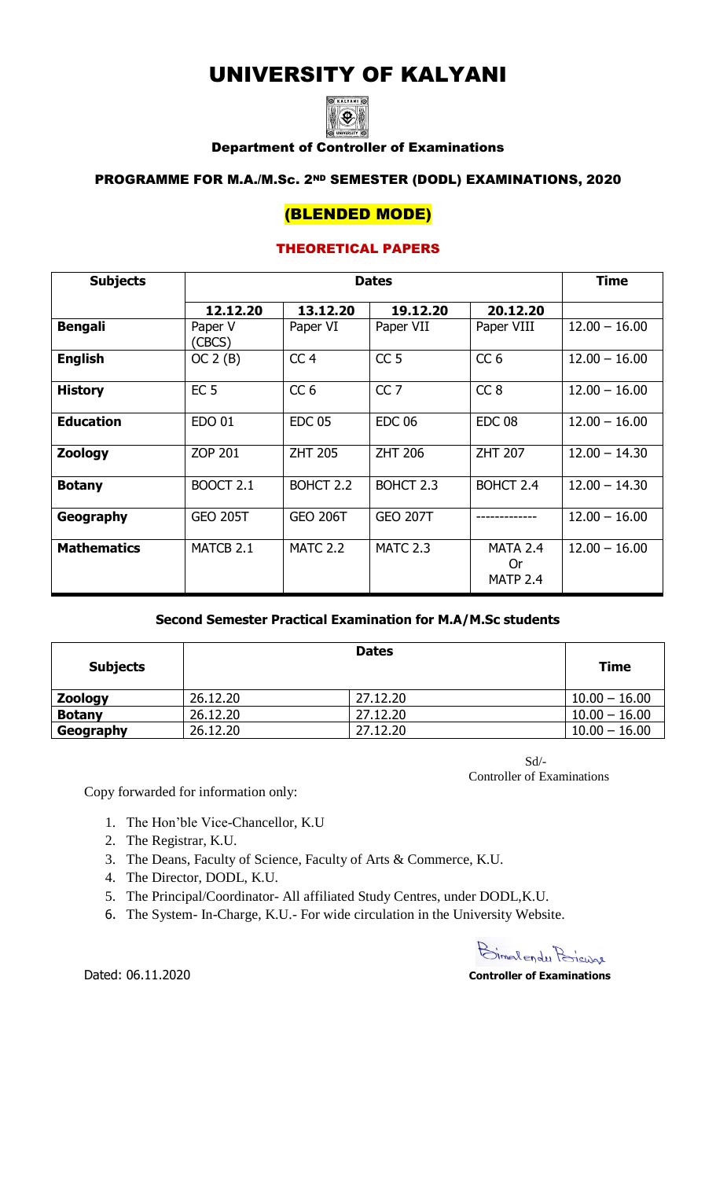# UNIVERSITY OF KALYANI

### Department of Controller of Examinations

### PROGRAMME FOR M.A./M.Sc. 2ND SEMESTER (DODL) EXAMINATIONS, 2020

### (BLENDED MODE)

### THEORETICAL PAPERS

| Subjects | Dates | | | | Time |
|---|---|---|---|---|---|
| | 12.12.20 | 13.12.20 | 19.12.20 | 20.12.20 | |
| **Bengali** | Paper V (CBCS) | Paper VI | Paper VII | Paper VIII | 12.00 – 16.00 |
| **English** | OC 2 (B) | CC 4 | CC 5 | CC 6 | 12.00 – 16.00 |
| **History** | EC 5 | CC 6 | CC 7 | CC 8 | 12.00 – 16.00 |
| **Education** | EDO 01 | EDC 05 | EDC 06 | EDC 08 | 12.00 – 16.00 |
| **Zoology** | ZOP 201 | ZHT 205 | ZHT 206 | ZHT 207 | 12.00 – 14.30 |
| **Botany** | BOOCT 2.1 | BOHCT 2.2 | BOHCT 2.3 | BOHCT 2.4 | 12.00 – 14.30 |
| **Geography** | GEO 205T | GEO 206T | GEO 207T | ------------- | 12.00 – 16.00 |
| **Mathematics** | MATCB 2.1 | MATC 2.2 | MATC 2.3 | MATA 2.4 Or MATP 2.4 | 12.00 – 16.00 |

**Second Semester Practical Examination for M.A/M.Sc students**

| Subjects | Dates | | Time |
|---|---|---|---|
| **Zoology** | 26.12.20 | 27.12.20 | 10.00 – 16.00 |
| **Botany** | 26.12.20 | 27.12.20 | 10.00 – 16.00 |
| **Geography** | 26.12.20 | 27.12.20 | 10.00 – 16.00 |

Sd/-
Controller of Examinations

Copy forwarded for information only:

1. The Hon'ble Vice-Chancellor, K.U
2. The Registrar, K.U.
3. The Deans, Faculty of Science, Faculty of Arts & Commerce, K.U.
4. The Director, DODL, K.U.
5. The Principal/Coordinator- All affiliated Study Centres, under DODL,K.U.
6. The System- In-Charge, K.U.- For wide circulation in the University Website.

Bimalendu Biswas

Dated: 06.11.2020

**Controller of Examinations**